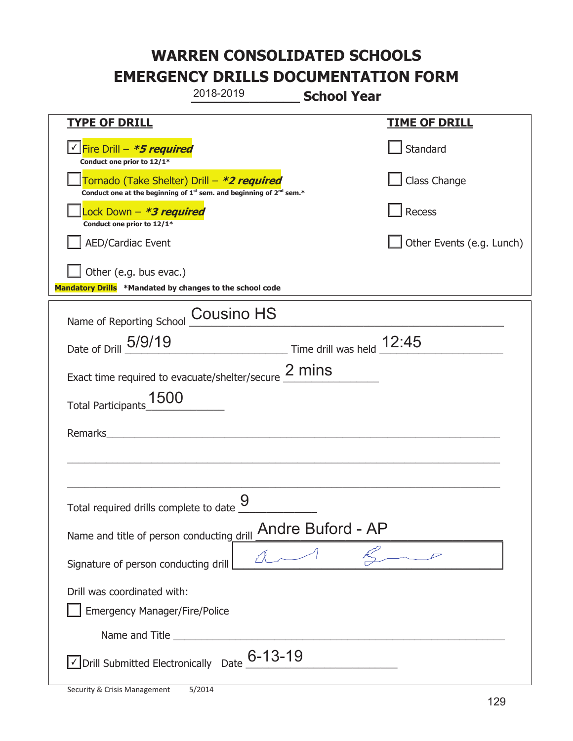# WARREN CONSOLIDATED SCHOOLS
# EMERGENCY DRILLS DOCUMENTATION FORM

2018-2019 **School Year**

| **TYPE OF DRILL** | **TIME OF DRILL** |
|---|---|
| ☑ Fire Drill – ***5 required*** Conduct one prior to 12/1* | ☐ Standard |
| ☐ Tornado (Take Shelter) Drill – ***2 required*** Conduct one at the beginning of 1st sem. and beginning of 2nd sem.* | ☐ Class Change |
| ☐ Lock Down – ***3 required*** Conduct one prior to 12/1* | ☐ Recess |
| ☐ AED/Cardiac Event | ☐ Other Events (e.g. Lunch) |
| ☐ Other (e.g. bus evac.) | |

**Mandatory Drills** ***Mandated by changes to the school code**

Name of Reporting School: Cousino HS

Date of Drill: 5/9/19 Time drill was held: 12:45

Exact time required to evacuate/shelter/secure: 2 mins

Total Participants: 1500

Remarks:

Total required drills complete to date: 9

Name and title of person conducting drill: Andre Buford - AP

Signature of person conducting drill: [signature]

Drill was coordinated with:

☐ Emergency Manager/Fire/Police

Name and Title:

☑ Drill Submitted Electronically Date: 6-13-19

Security & Crisis Management 5/2014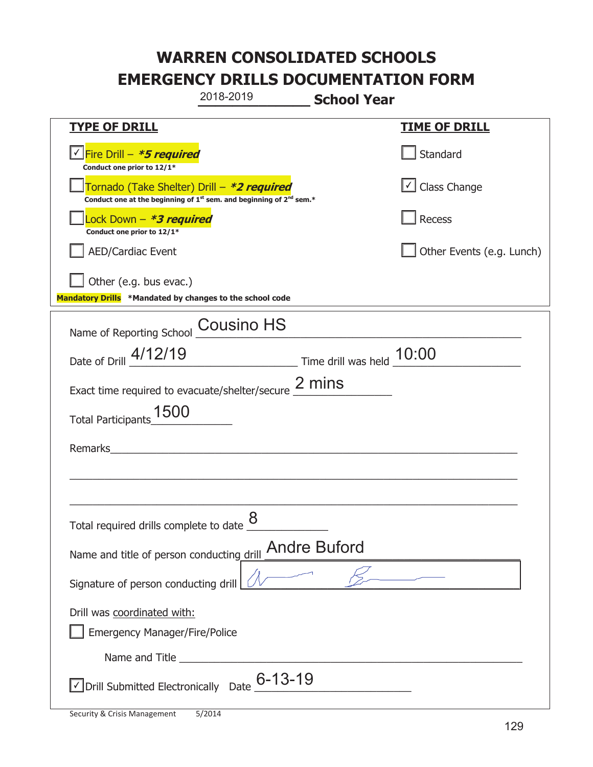# WARREN CONSOLIDATED SCHOOLS
# EMERGENCY DRILLS DOCUMENTATION FORM

2018-2019 **School Year**

| **TYPE OF DRILL** | **TIME OF DRILL** |
|---|---|
| ☑ Fire Drill – ***5 required*** <br> **Conduct one prior to 12/1*** | ☐ Standard |
| ☐ Tornado (Take Shelter) Drill – ***2 required*** <br> **Conduct one at the beginning of 1st sem. and beginning of 2nd sem.*** | ☑ Class Change |
| ☐ Lock Down – ***3 required*** <br> **Conduct one prior to 12/1*** | ☐ Recess |
| ☐ AED/Cardiac Event | ☐ Other Events (e.g. Lunch) |
| ☐ Other (e.g. bus evac.) | |

**Mandatory Drills** **\*Mandated by changes to the school code**

Name of Reporting School: Cousino HS

Date of Drill: 4/12/19 Time drill was held: 10:00

Exact time required to evacuate/shelter/secure: 2 mins

Total Participants: 1500

Remarks: ______________________________

Total required drills complete to date: 8

Name and title of person conducting drill: Andre Buford

Signature of person conducting drill: [signature]

Drill was coordinated with:

☐ Emergency Manager/Fire/Police

Name and Title ______________________________

☑ Drill Submitted Electronically Date: 6-13-19

Security & Crisis Management 5/2014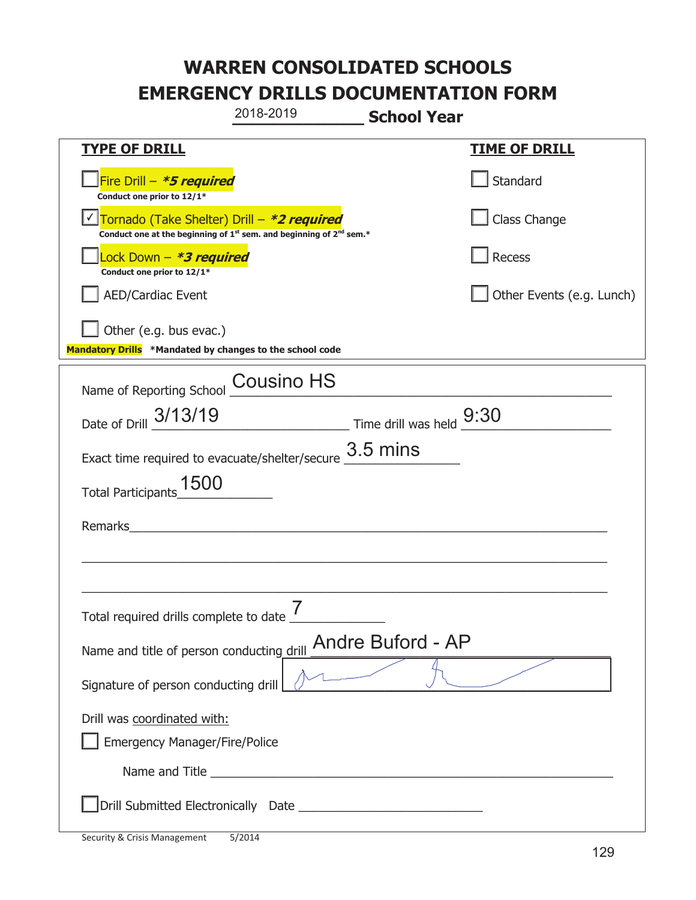# WARREN CONSOLIDATED SCHOOLS
# EMERGENCY DRILLS DOCUMENTATION FORM

2018-2019 **School Year**

| **TYPE OF DRILL** | **TIME OF DRILL** |
|---|---|
| ☐ Fire Drill – ***5 required*** <br> **Conduct one prior to 12/1*** | ☐ Standard |
| ☑ Tornado (Take Shelter) Drill – ***2 required*** <br> **Conduct one at the beginning of 1st sem. and beginning of 2nd sem.*** | ☐ Class Change |
| ☐ Lock Down – ***3 required*** <br> **Conduct one prior to 12/1*** | ☐ Recess |
| ☐ AED/Cardiac Event | ☐ Other Events (e.g. Lunch) |
| ☐ Other (e.g. bus evac.) | |

**Mandatory Drills** ***Mandated by changes to the school code**

Name of Reporting School: Cousino HS

Date of Drill: 3/13/19 Time drill was held: 9:30

Exact time required to evacuate/shelter/secure: 3.5 mins

Total Participants: 1500

Remarks: ______________________________________________

Total required drills complete to date: 7

Name and title of person conducting drill: Andre Buford - AP

Signature of person conducting drill: [signature]

Drill was coordinated with:

☐ Emergency Manager/Fire/Police

Name and Title: ______________________________________________

☐ Drill Submitted Electronically Date: ______________________

Security & Crisis Management 5/2014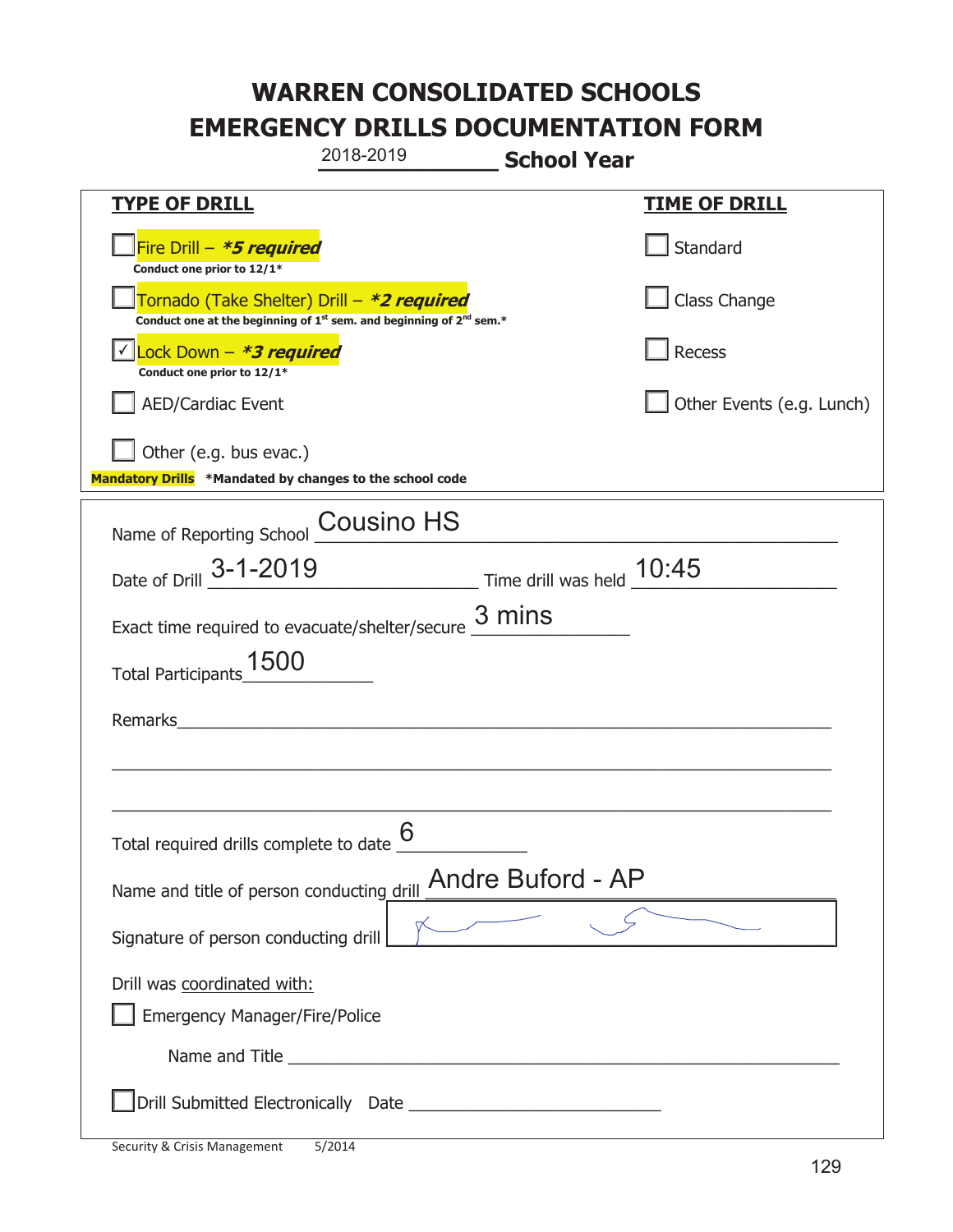# WARREN CONSOLIDATED SCHOOLS
# EMERGENCY DRILLS DOCUMENTATION FORM

2018-2019 **School Year**

| **TYPE OF DRILL** | **TIME OF DRILL** |
|---|---|
| ☐ Fire Drill – ***5 required*** <br> **Conduct one prior to 12/1*** | ☐ Standard |
| ☐ Tornado (Take Shelter) Drill – ***2 required*** <br> **Conduct one at the beginning of 1st sem. and beginning of 2nd sem.*** | ☐ Class Change |
| ☑ Lock Down – ***3 required*** <br> **Conduct one prior to 12/1*** | ☐ Recess |
| ☐ AED/Cardiac Event | ☐ Other Events (e.g. Lunch) |
| ☐ Other (e.g. bus evac.) | |

**Mandatory Drills** ***Mandated by changes to the school code**

Name of Reporting School: Cousino HS

Date of Drill: 3-1-2019 Time drill was held: 10:45

Exact time required to evacuate/shelter/secure: 3 mins

Total Participants: 1500

Remarks: ____________________

Total required drills complete to date: 6

Name and title of person conducting drill: Andre Buford - AP

Signature of person conducting drill: [signature]

Drill was coordinated with:

☐ Emergency Manager/Fire/Police

Name and Title ____________________

☐ Drill Submitted Electronically Date ____________________

Security & Crisis Management 5/2014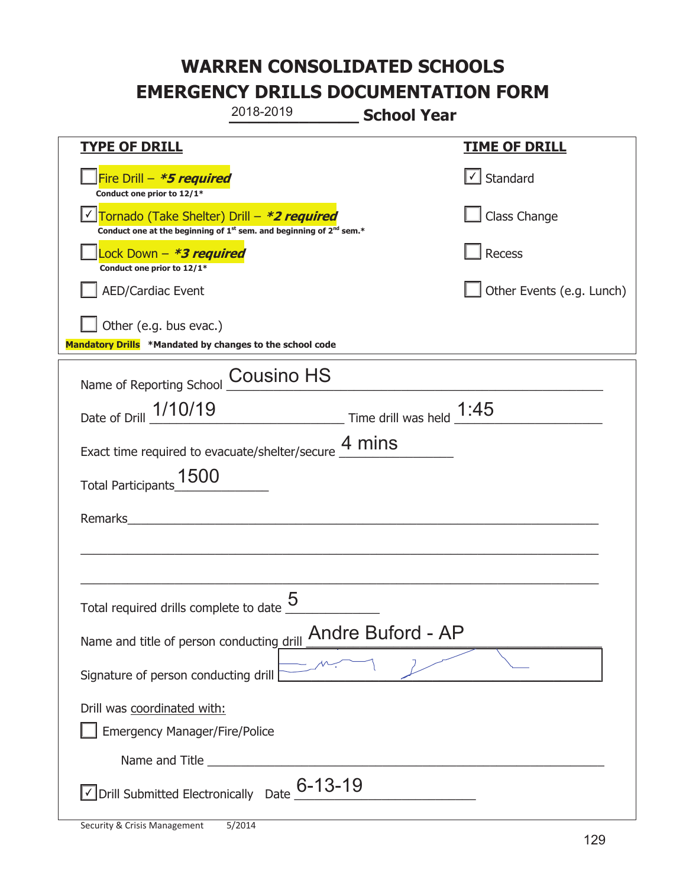# WARREN CONSOLIDATED SCHOOLS
# EMERGENCY DRILLS DOCUMENTATION FORM

2018-2019 **School Year**

| **TYPE OF DRILL** | **TIME OF DRILL** |
|---|---|
| ☐ Fire Drill – ***5 required*** <br> **Conduct one prior to 12/1*** | ☑ Standard |
| ☑ Tornado (Take Shelter) Drill – ***2 required*** <br> **Conduct one at the beginning of 1st sem. and beginning of 2nd sem.*** | ☐ Class Change |
| ☐ Lock Down – ***3 required*** <br> **Conduct one prior to 12/1*** | ☐ Recess |
| ☐ AED/Cardiac Event | ☐ Other Events (e.g. Lunch) |
| ☐ Other (e.g. bus evac.) | |

**Mandatory Drills** **\*Mandated by changes to the school code**

Name of Reporting School: Cousino HS

Date of Drill: 1/10/19 Time drill was held: 1:45

Exact time required to evacuate/shelter/secure: 4 mins

Total Participants: 1500

Remarks: ______________________________________________

Total required drills complete to date: 5

Name and title of person conducting drill: Andre Buford - AP

Signature of person conducting drill: [signature]

Drill was coordinated with:

☐ Emergency Manager/Fire/Police

Name and Title ______________________________________________

☑ Drill Submitted Electronically Date: 6-13-19

Security & Crisis Management 5/2014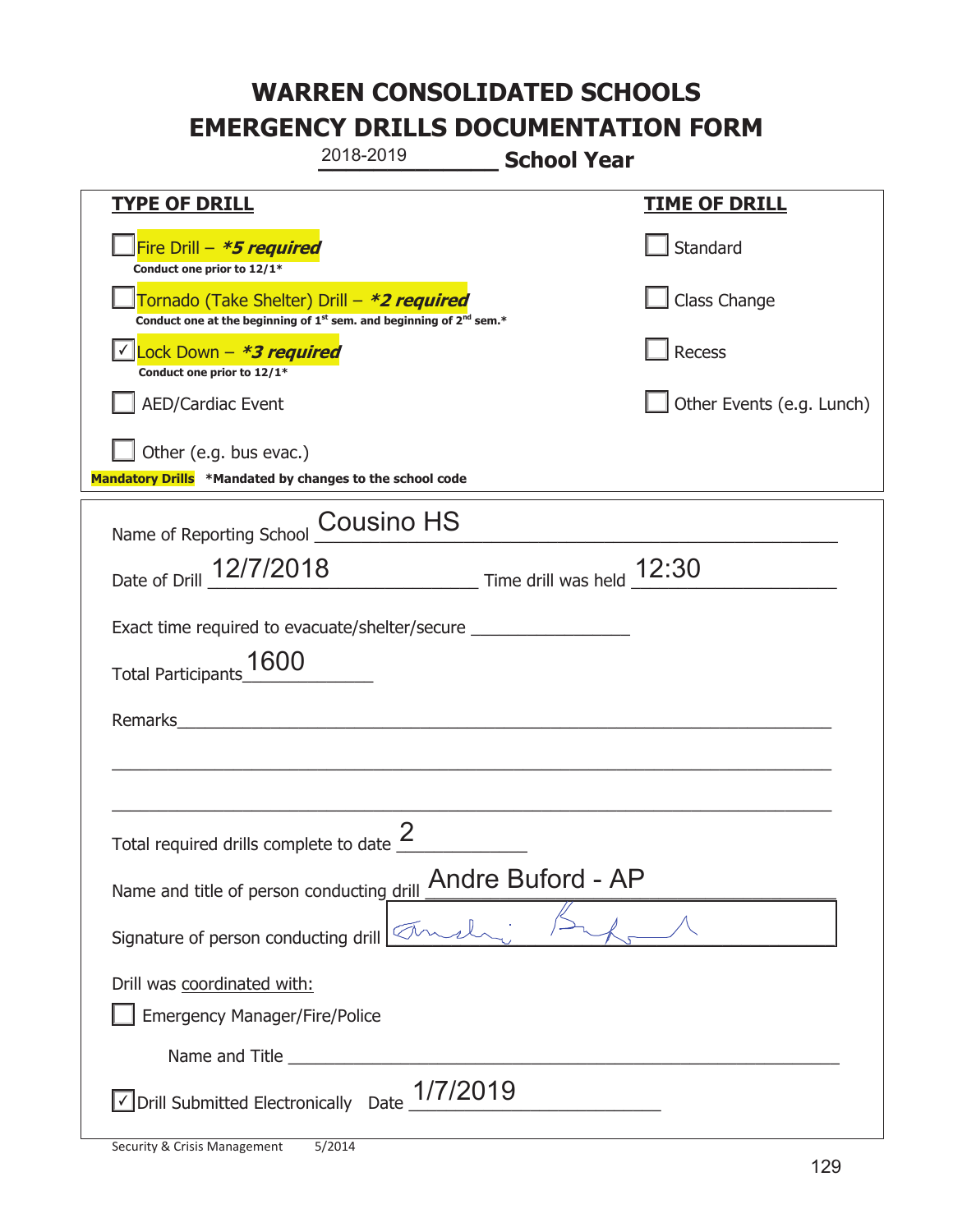# WARREN CONSOLIDATED SCHOOLS
# EMERGENCY DRILLS DOCUMENTATION FORM

2018-2019 **School Year**

| **TYPE OF DRILL** | **TIME OF DRILL** |
|---|---|
| ☐ Fire Drill – ***5 required*** <br> **Conduct one prior to 12/1*** | ☐ Standard |
| ☐ Tornado (Take Shelter) Drill – ***2 required*** <br> **Conduct one at the beginning of 1st sem. and beginning of 2nd sem.*** | ☐ Class Change |
| ☑ Lock Down – ***3 required*** <br> **Conduct one prior to 12/1*** | ☐ Recess |
| ☐ AED/Cardiac Event | ☐ Other Events (e.g. Lunch) |
| ☐ Other (e.g. bus evac.) | |

**Mandatory Drills** ***Mandated by changes to the school code**

Name of Reporting School: Cousino HS

Date of Drill: 12/7/2018 Time drill was held: 12:30

Exact time required to evacuate/shelter/secure: ____________

Total Participants: 1600

Remarks: ____________________________________________

Total required drills complete to date: 2

Name and title of person conducting drill: Andre Buford - AP

Signature of person conducting drill: [signature]

Drill was coordinated with:

☐ Emergency Manager/Fire/Police

Name and Title ____________________________________________

☑ Drill Submitted Electronically Date: 1/7/2019

Security & Crisis Management 5/2014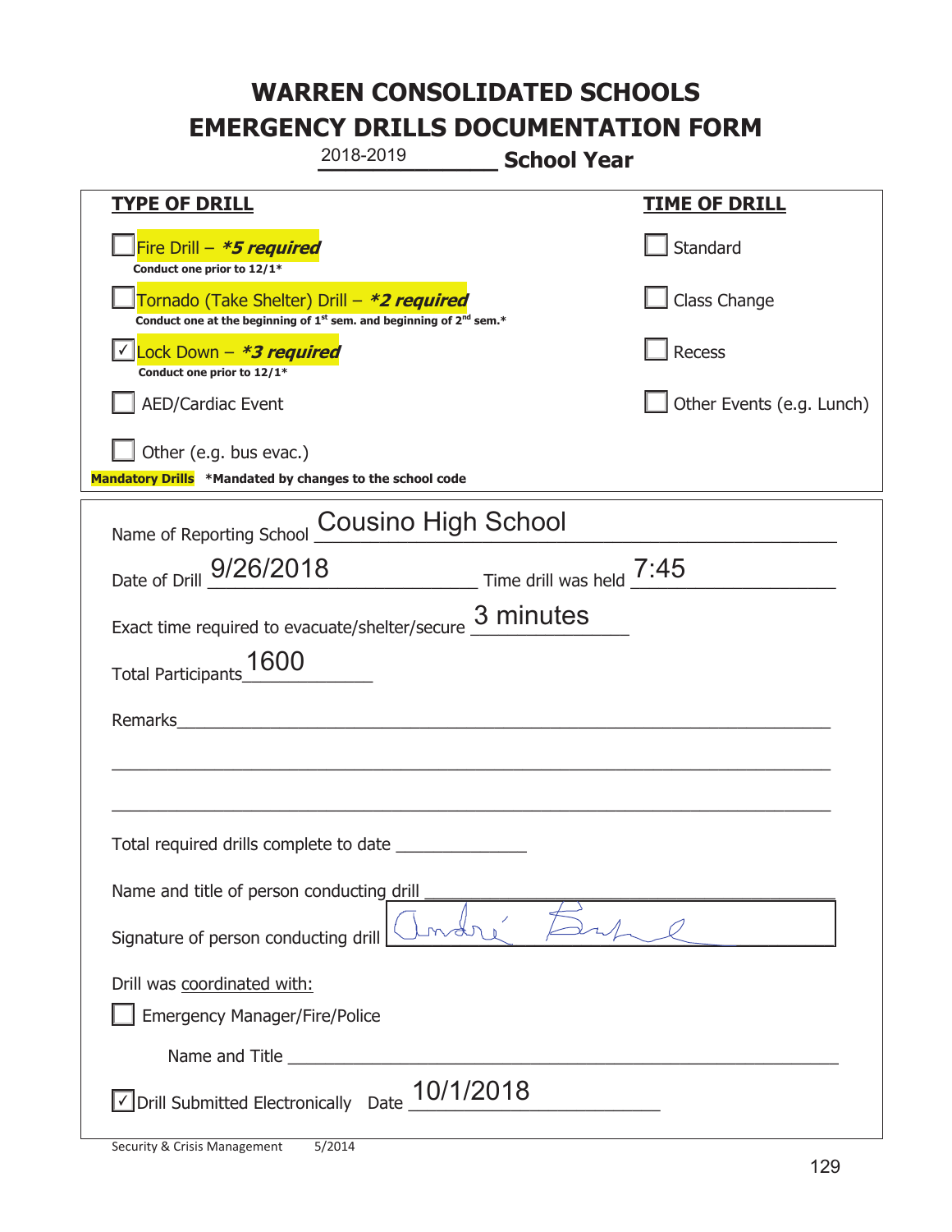# WARREN CONSOLIDATED SCHOOLS
# EMERGENCY DRILLS DOCUMENTATION FORM

2018-2019 **School Year**

| **TYPE OF DRILL** | **TIME OF DRILL** |
|---|---|
| ☐ Fire Drill – ***5 required*** <br> **Conduct one prior to 12/1*** | ☐ Standard |
| ☐ Tornado (Take Shelter) Drill – ***2 required*** <br> **Conduct one at the beginning of 1st sem. and beginning of 2nd sem.*** | ☐ Class Change |
| ☑ Lock Down – ***3 required*** <br> **Conduct one prior to 12/1*** | ☐ Recess |
| ☐ AED/Cardiac Event | ☐ Other Events (e.g. Lunch) |
| ☐ Other (e.g. bus evac.) | |

**Mandatory Drills** **\*Mandated by changes to the school code**

Name of Reporting School: Cousino High School

Date of Drill: 9/26/2018 Time drill was held: 7:45

Exact time required to evacuate/shelter/secure: 3 minutes

Total Participants: 1600

Remarks: ____________________

Total required drills complete to date ____________

Name and title of person conducting drill ____________________

Signature of person conducting drill: [signature]

Drill was coordinated with:

☐ Emergency Manager/Fire/Police

Name and Title ____________________

☑ Drill Submitted Electronically Date 10/1/2018

Security & Crisis Management 5/2014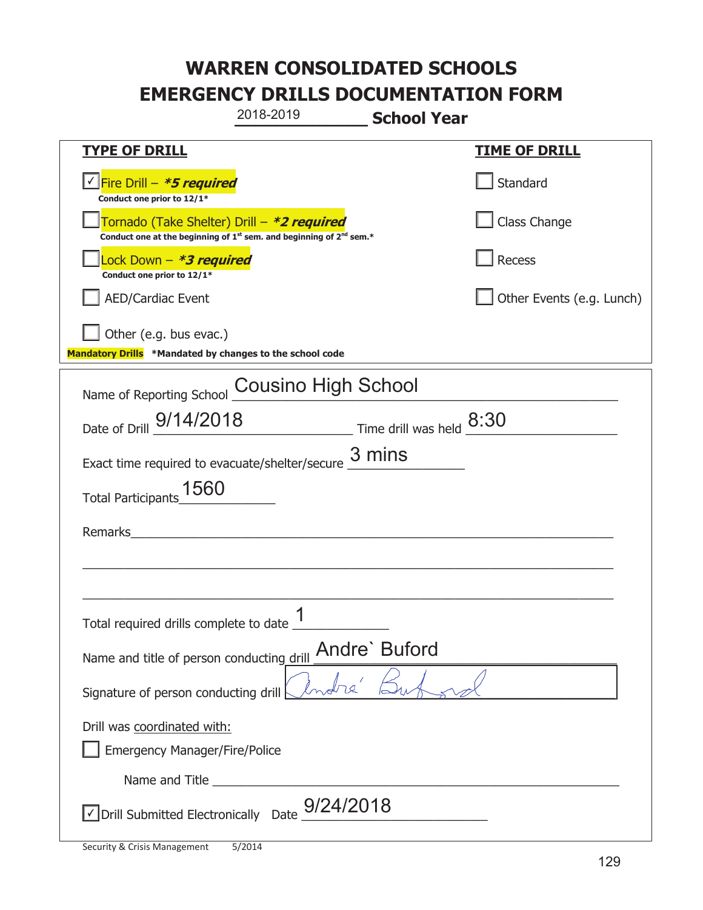# WARREN CONSOLIDATED SCHOOLS
# EMERGENCY DRILLS DOCUMENTATION FORM

2018-2019 **School Year**

| **TYPE OF DRILL** | **TIME OF DRILL** |
|---|---|
| ☑ Fire Drill – ***5 required*** <br> **Conduct one prior to 12/1*** | ☐ Standard |
| ☐ Tornado (Take Shelter) Drill – ***2 required*** <br> **Conduct one at the beginning of 1st sem. and beginning of 2nd sem.*** | ☐ Class Change |
| ☐ Lock Down – ***3 required*** <br> **Conduct one prior to 12/1*** | ☐ Recess |
| ☐ AED/Cardiac Event | ☐ Other Events (e.g. Lunch) |
| ☐ Other (e.g. bus evac.) | |

**Mandatory Drills** **\*Mandated by changes to the school code**

Name of Reporting School: Cousino High School

Date of Drill: 9/14/2018 Time drill was held: 8:30

Exact time required to evacuate/shelter/secure: 3 mins

Total Participants: 1560

Remarks: ______________________________

Total required drills complete to date: 1

Name and title of person conducting drill: Andre` Buford

Signature of person conducting drill: Andre' Buford

Drill was coordinated with:

☐ Emergency Manager/Fire/Police

Name and Title ______________________________

☑ Drill Submitted Electronically Date: 9/24/2018

Security & Crisis Management 5/2014